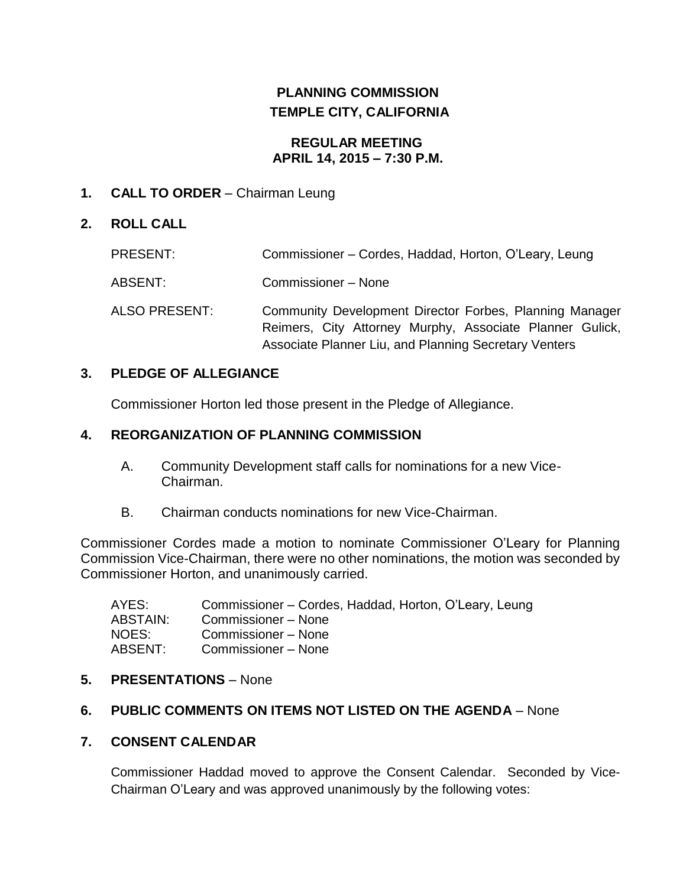# PLANNING COMMISSION
## TEMPLE CITY, CALIFORNIA

### REGULAR MEETING
### APRIL 14, 2015 – 7:30 P.M.

**1. CALL TO ORDER** – Chairman Leung

**2. ROLL CALL**

| | |
|---|---|
| PRESENT: | Commissioner – Cordes, Haddad, Horton, O'Leary, Leung |
| ABSENT: | Commissioner – None |
| ALSO PRESENT: | Community Development Director Forbes, Planning Manager Reimers, City Attorney Murphy, Associate Planner Gulick, Associate Planner Liu, and Planning Secretary Venters |

**3. PLEDGE OF ALLEGIANCE**

Commissioner Horton led those present in the Pledge of Allegiance.

**4. REORGANIZATION OF PLANNING COMMISSION**

A. Community Development staff calls for nominations for a new Vice-Chairman.

B. Chairman conducts nominations for new Vice-Chairman.

Commissioner Cordes made a motion to nominate Commissioner O'Leary for Planning Commission Vice-Chairman, there were no other nominations, the motion was seconded by Commissioner Horton, and unanimously carried.

| | |
|---|---|
| AYES: | Commissioner – Cordes, Haddad, Horton, O'Leary, Leung |
| ABSTAIN: | Commissioner – None |
| NOES: | Commissioner – None |
| ABSENT: | Commissioner – None |

**5. PRESENTATIONS** – None

**6. PUBLIC COMMENTS ON ITEMS NOT LISTED ON THE AGENDA** – None

**7. CONSENT CALENDAR**

Commissioner Haddad moved to approve the Consent Calendar. Seconded by Vice-Chairman O'Leary and was approved unanimously by the following votes: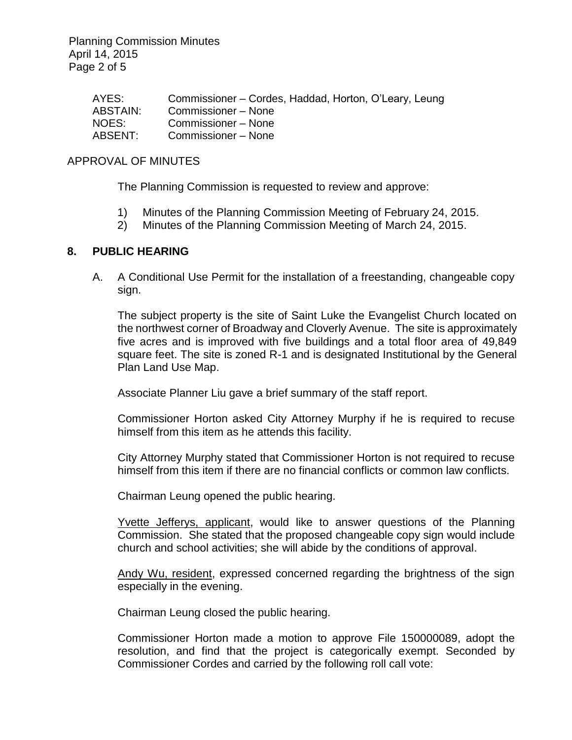| | |
|---|---|
| AYES: | Commissioner – Cordes, Haddad, Horton, O'Leary, Leung |
| ABSTAIN: | Commissioner – None |
| NOES: | Commissioner – None |
| ABSENT: | Commissioner – None |

APPROVAL OF MINUTES

The Planning Commission is requested to review and approve:

1) Minutes of the Planning Commission Meeting of February 24, 2015.
2) Minutes of the Planning Commission Meeting of March 24, 2015.

## 8. PUBLIC HEARING

A. A Conditional Use Permit for the installation of a freestanding, changeable copy sign.

The subject property is the site of Saint Luke the Evangelist Church located on the northwest corner of Broadway and Cloverly Avenue. The site is approximately five acres and is improved with five buildings and a total floor area of 49,849 square feet. The site is zoned R-1 and is designated Institutional by the General Plan Land Use Map.

Associate Planner Liu gave a brief summary of the staff report.

Commissioner Horton asked City Attorney Murphy if he is required to recuse himself from this item as he attends this facility.

City Attorney Murphy stated that Commissioner Horton is not required to recuse himself from this item if there are no financial conflicts or common law conflicts.

Chairman Leung opened the public hearing.

Yvette Jefferys, applicant, would like to answer questions of the Planning Commission. She stated that the proposed changeable copy sign would include church and school activities; she will abide by the conditions of approval.

Andy Wu, resident, expressed concerned regarding the brightness of the sign especially in the evening.

Chairman Leung closed the public hearing.

Commissioner Horton made a motion to approve File 150000089, adopt the resolution, and find that the project is categorically exempt. Seconded by Commissioner Cordes and carried by the following roll call vote: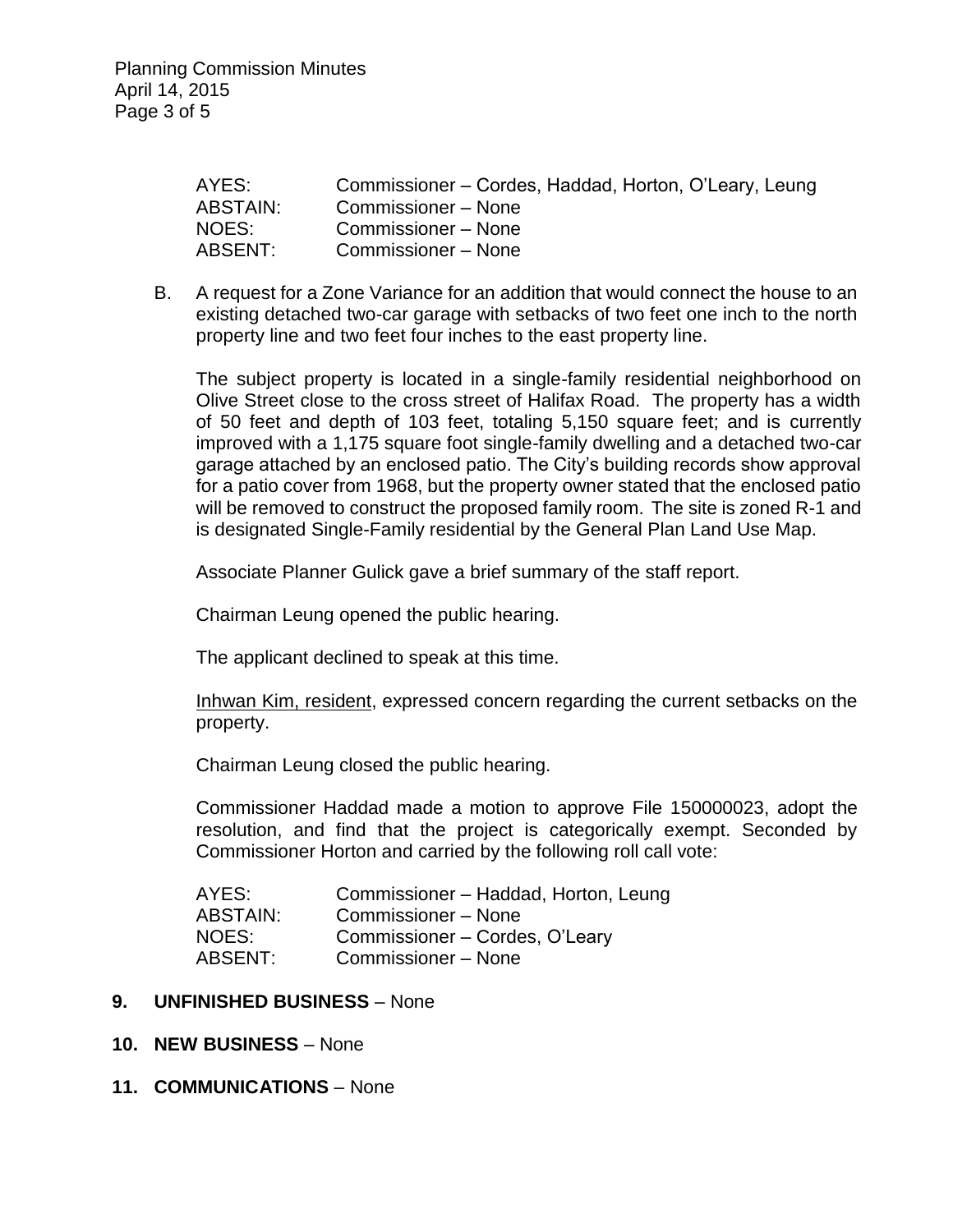| | |
|---|---|
| AYES: | Commissioner – Cordes, Haddad, Horton, O'Leary, Leung |
| ABSTAIN: | Commissioner – None |
| NOES: | Commissioner – None |
| ABSENT: | Commissioner – None |

B. A request for a Zone Variance for an addition that would connect the house to an existing detached two-car garage with setbacks of two feet one inch to the north property line and two feet four inches to the east property line.

The subject property is located in a single-family residential neighborhood on Olive Street close to the cross street of Halifax Road. The property has a width of 50 feet and depth of 103 feet, totaling 5,150 square feet; and is currently improved with a 1,175 square foot single-family dwelling and a detached two-car garage attached by an enclosed patio. The City's building records show approval for a patio cover from 1968, but the property owner stated that the enclosed patio will be removed to construct the proposed family room. The site is zoned R-1 and is designated Single-Family residential by the General Plan Land Use Map.

Associate Planner Gulick gave a brief summary of the staff report.

Chairman Leung opened the public hearing.

The applicant declined to speak at this time.

Inhwan Kim, resident, expressed concern regarding the current setbacks on the property.

Chairman Leung closed the public hearing.

Commissioner Haddad made a motion to approve File 150000023, adopt the resolution, and find that the project is categorically exempt. Seconded by Commissioner Horton and carried by the following roll call vote:

| | |
|---|---|
| AYES: | Commissioner – Haddad, Horton, Leung |
| ABSTAIN: | Commissioner – None |
| NOES: | Commissioner – Cordes, O'Leary |
| ABSENT: | Commissioner – None |

**9. UNFINISHED BUSINESS** – None

**10. NEW BUSINESS** – None

**11. COMMUNICATIONS** – None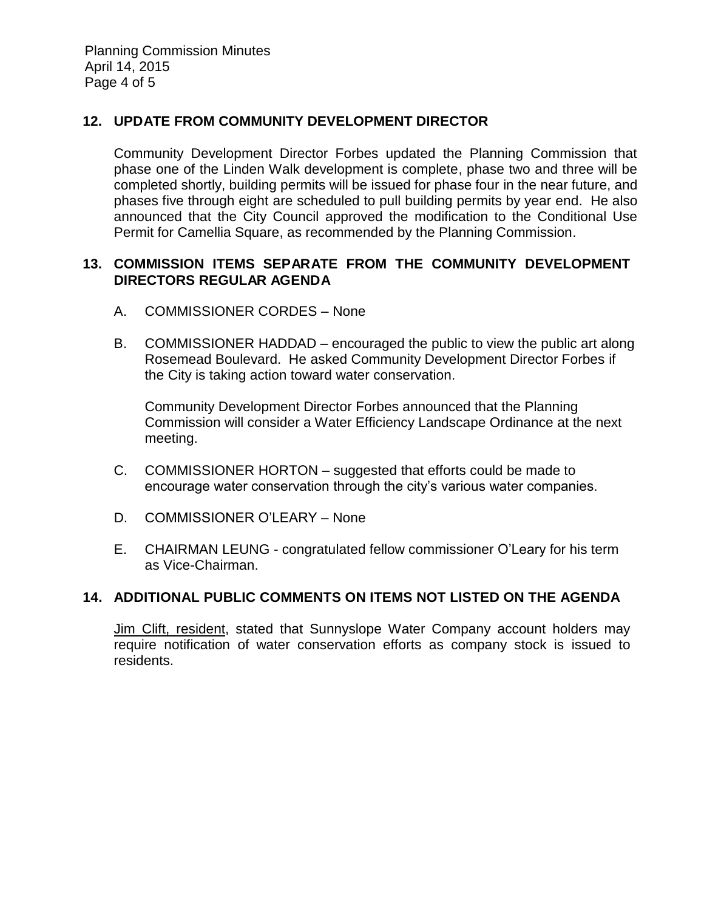## 12. UPDATE FROM COMMUNITY DEVELOPMENT DIRECTOR

Community Development Director Forbes updated the Planning Commission that phase one of the Linden Walk development is complete, phase two and three will be completed shortly, building permits will be issued for phase four in the near future, and phases five through eight are scheduled to pull building permits by year end. He also announced that the City Council approved the modification to the Conditional Use Permit for Camellia Square, as recommended by the Planning Commission.

## 13. COMMISSION ITEMS SEPARATE FROM THE COMMUNITY DEVELOPMENT DIRECTORS REGULAR AGENDA

A. COMMISSIONER CORDES – None

B. COMMISSIONER HADDAD – encouraged the public to view the public art along Rosemead Boulevard. He asked Community Development Director Forbes if the City is taking action toward water conservation.

   Community Development Director Forbes announced that the Planning Commission will consider a Water Efficiency Landscape Ordinance at the next meeting.

C. COMMISSIONER HORTON – suggested that efforts could be made to encourage water conservation through the city's various water companies.

D. COMMISSIONER O'LEARY – None

E. CHAIRMAN LEUNG - congratulated fellow commissioner O'Leary for his term as Vice-Chairman.

## 14. ADDITIONAL PUBLIC COMMENTS ON ITEMS NOT LISTED ON THE AGENDA

Jim Clift, resident, stated that Sunnyslope Water Company account holders may require notification of water conservation efforts as company stock is issued to residents.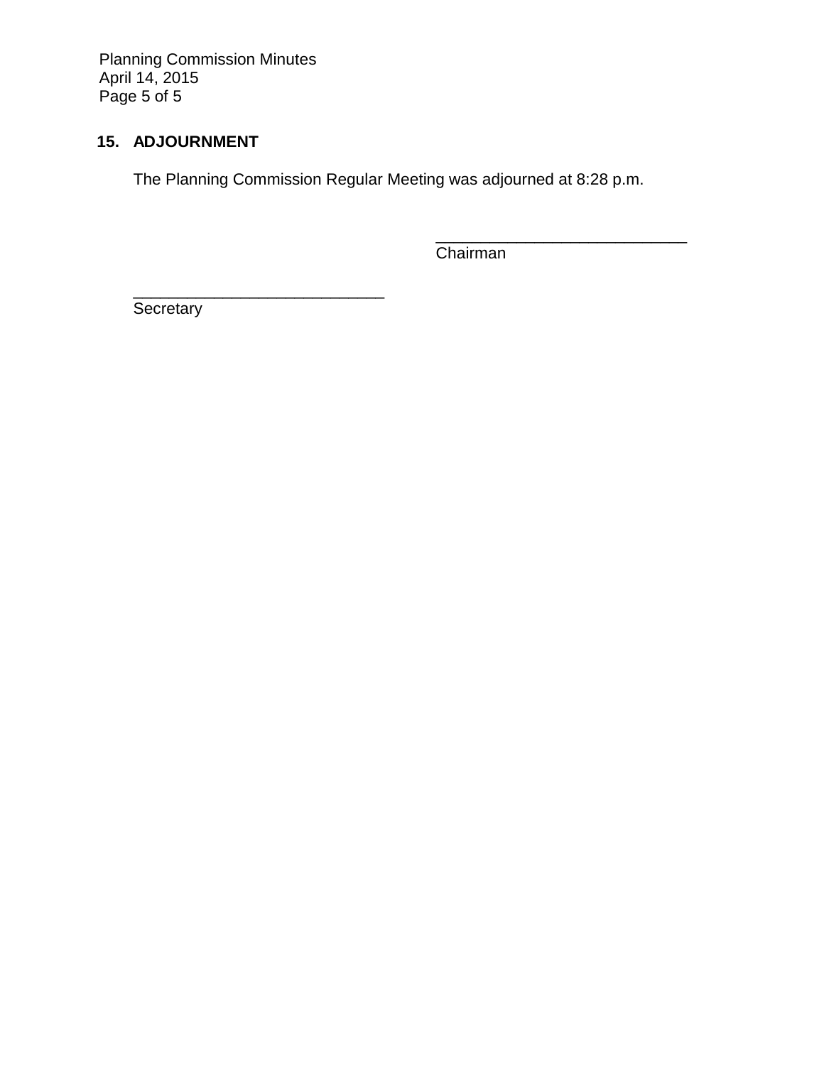## 15. ADJOURNMENT

The Planning Commission Regular Meeting was adjourned at 8:28 p.m.

____________________________
Chairman

____________________________
Secretary